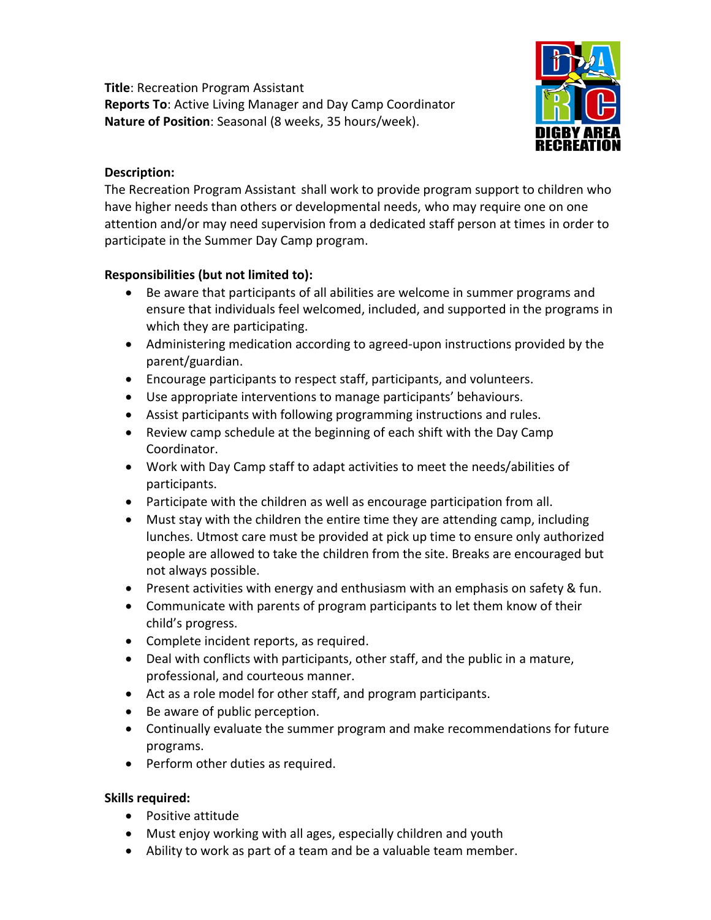**Title**: Recreation Program Assistant
**Reports To**: Active Living Manager and Day Camp Coordinator
**Nature of Position**: Seasonal (8 weeks, 35 hours/week).

**Description:**
The Recreation Program Assistant shall work to provide program support to children who have higher needs than others or developmental needs, who may require one on one attention and/or may need supervision from a dedicated staff person at times in order to participate in the Summer Day Camp program.

**Responsibilities (but not limited to):**

- Be aware that participants of all abilities are welcome in summer programs and ensure that individuals feel welcomed, included, and supported in the programs in which they are participating.
- Administering medication according to agreed-upon instructions provided by the parent/guardian.
- Encourage participants to respect staff, participants, and volunteers.
- Use appropriate interventions to manage participants' behaviours.
- Assist participants with following programming instructions and rules.
- Review camp schedule at the beginning of each shift with the Day Camp Coordinator.
- Work with Day Camp staff to adapt activities to meet the needs/abilities of participants.
- Participate with the children as well as encourage participation from all.
- Must stay with the children the entire time they are attending camp, including lunches. Utmost care must be provided at pick up time to ensure only authorized people are allowed to take the children from the site. Breaks are encouraged but not always possible.
- Present activities with energy and enthusiasm with an emphasis on safety & fun.
- Communicate with parents of program participants to let them know of their child's progress.
- Complete incident reports, as required.
- Deal with conflicts with participants, other staff, and the public in a mature, professional, and courteous manner.
- Act as a role model for other staff, and program participants.
- Be aware of public perception.
- Continually evaluate the summer program and make recommendations for future programs.
- Perform other duties as required.

**Skills required:**

- Positive attitude
- Must enjoy working with all ages, especially children and youth
- Ability to work as part of a team and be a valuable team member.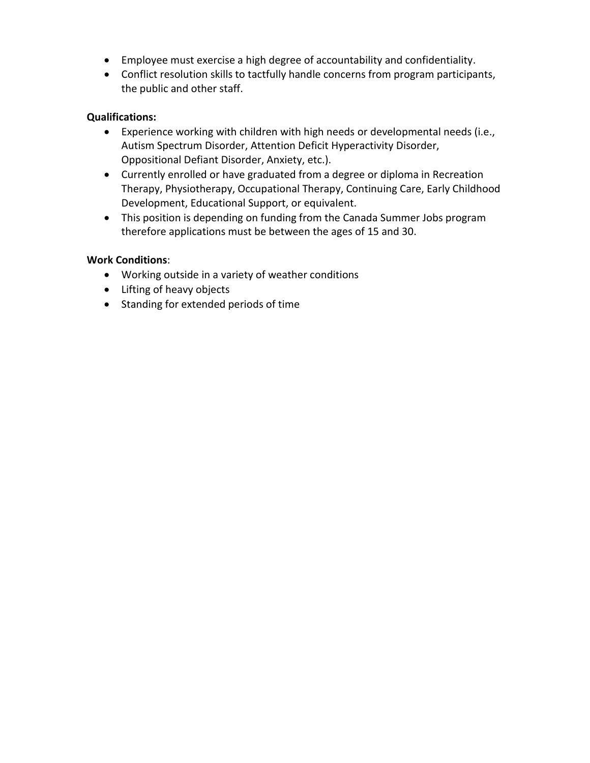- Employee must exercise a high degree of accountability and confidentiality.
- Conflict resolution skills to tactfully handle concerns from program participants, the public and other staff.

**Qualifications:**

- Experience working with children with high needs or developmental needs (i.e., Autism Spectrum Disorder, Attention Deficit Hyperactivity Disorder, Oppositional Defiant Disorder, Anxiety, etc.).
- Currently enrolled or have graduated from a degree or diploma in Recreation Therapy, Physiotherapy, Occupational Therapy, Continuing Care, Early Childhood Development, Educational Support, or equivalent.
- This position is depending on funding from the Canada Summer Jobs program therefore applications must be between the ages of 15 and 30.

**Work Conditions**:

- Working outside in a variety of weather conditions
- Lifting of heavy objects
- Standing for extended periods of time